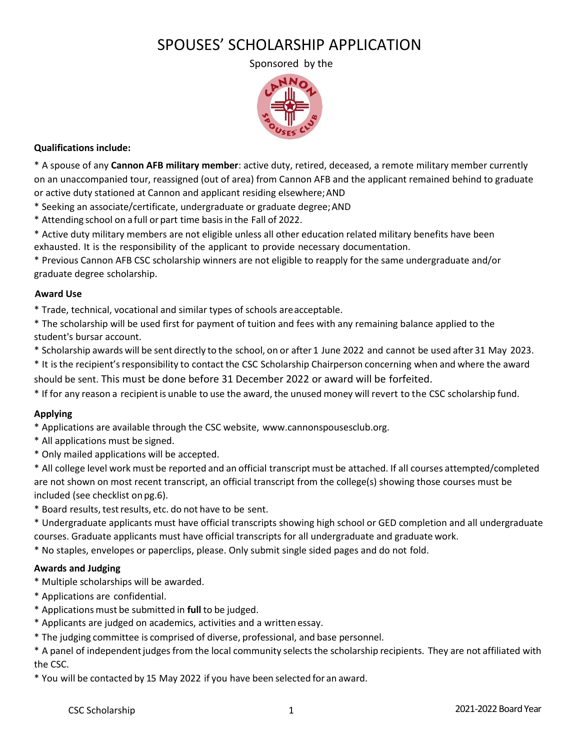# SPOUSES' SCHOLARSHIP APPLICATION

Sponsored by the

**Qualifications include:**

* A spouse of any **Cannon AFB military member**: active duty, retired, deceased, a remote military member currently on an unaccompanied tour, reassigned (out of area) from Cannon AFB and the applicant remained behind to graduate or active duty stationed at Cannon and applicant residing elsewhere; AND
* Seeking an associate/certificate, undergraduate or graduate degree; AND
* Attending school on a full or part time basis in the Fall of 2022.
* Active duty military members are not eligible unless all other education related military benefits have been exhausted. It is the responsibility of the applicant to provide necessary documentation.
* Previous Cannon AFB CSC scholarship winners are not eligible to reapply for the same undergraduate and/or graduate degree scholarship.

**Award Use**

* Trade, technical, vocational and similar types of schools are acceptable.
* The scholarship will be used first for payment of tuition and fees with any remaining balance applied to the student's bursar account.
* Scholarship awards will be sent directly to the school, on or after 1 June 2022 and cannot be used after 31 May 2023.
* It is the recipient's responsibility to contact the CSC Scholarship Chairperson concerning when and where the award should be sent. This must be done before 31 December 2022 or award will be forfeited.
* If for any reason a recipient is unable to use the award, the unused money will revert to the CSC scholarship fund.

**Applying**

* Applications are available through the CSC website, www.cannonspousesclub.org.
* All applications must be signed.
* Only mailed applications will be accepted.
* All college level work must be reported and an official transcript must be attached. If all courses attempted/completed are not shown on most recent transcript, an official transcript from the college(s) showing those courses must be included (see checklist on pg.6).
* Board results, test results, etc. do not have to be sent.
* Undergraduate applicants must have official transcripts showing high school or GED completion and all undergraduate courses. Graduate applicants must have official transcripts for all undergraduate and graduate work.
* No staples, envelopes or paperclips, please. Only submit single sided pages and do not fold.

**Awards and Judging**

* Multiple scholarships will be awarded.
* Applications are confidential.
* Applications must be submitted in **full** to be judged.
* Applicants are judged on academics, activities and a written essay.
* The judging committee is comprised of diverse, professional, and base personnel.
* A panel of independent judges from the local community selects the scholarship recipients. They are not affiliated with the CSC.
* You will be contacted by 15 May 2022 if you have been selected for an award.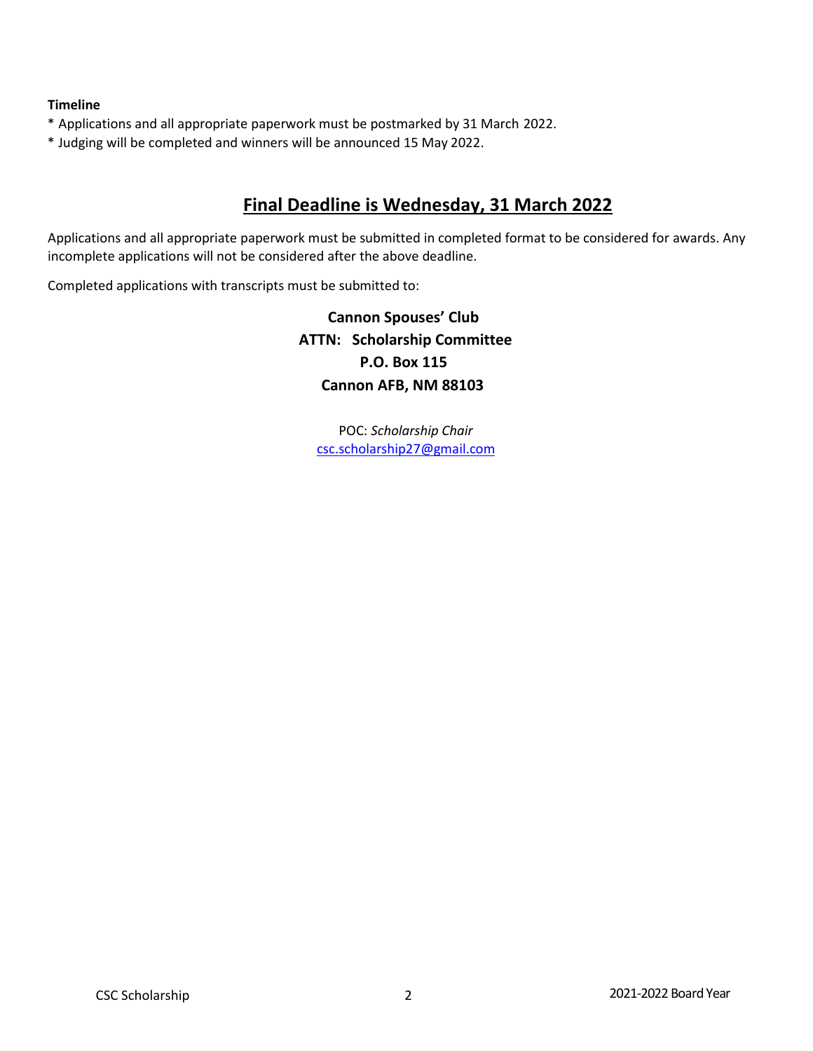**Timeline**

* Applications and all appropriate paperwork must be postmarked by 31 March 2022.
* Judging will be completed and winners will be announced 15 May 2022.

## Final Deadline is Wednesday, 31 March 2022

Applications and all appropriate paperwork must be submitted in completed format to be considered for awards. Any incomplete applications will not be considered after the above deadline.

Completed applications with transcripts must be submitted to:

**Cannon Spouses' Club**
**ATTN: Scholarship Committee**
**P.O. Box 115**
**Cannon AFB, NM 88103**

POC: *Scholarship Chair*
csc.scholarship27@gmail.com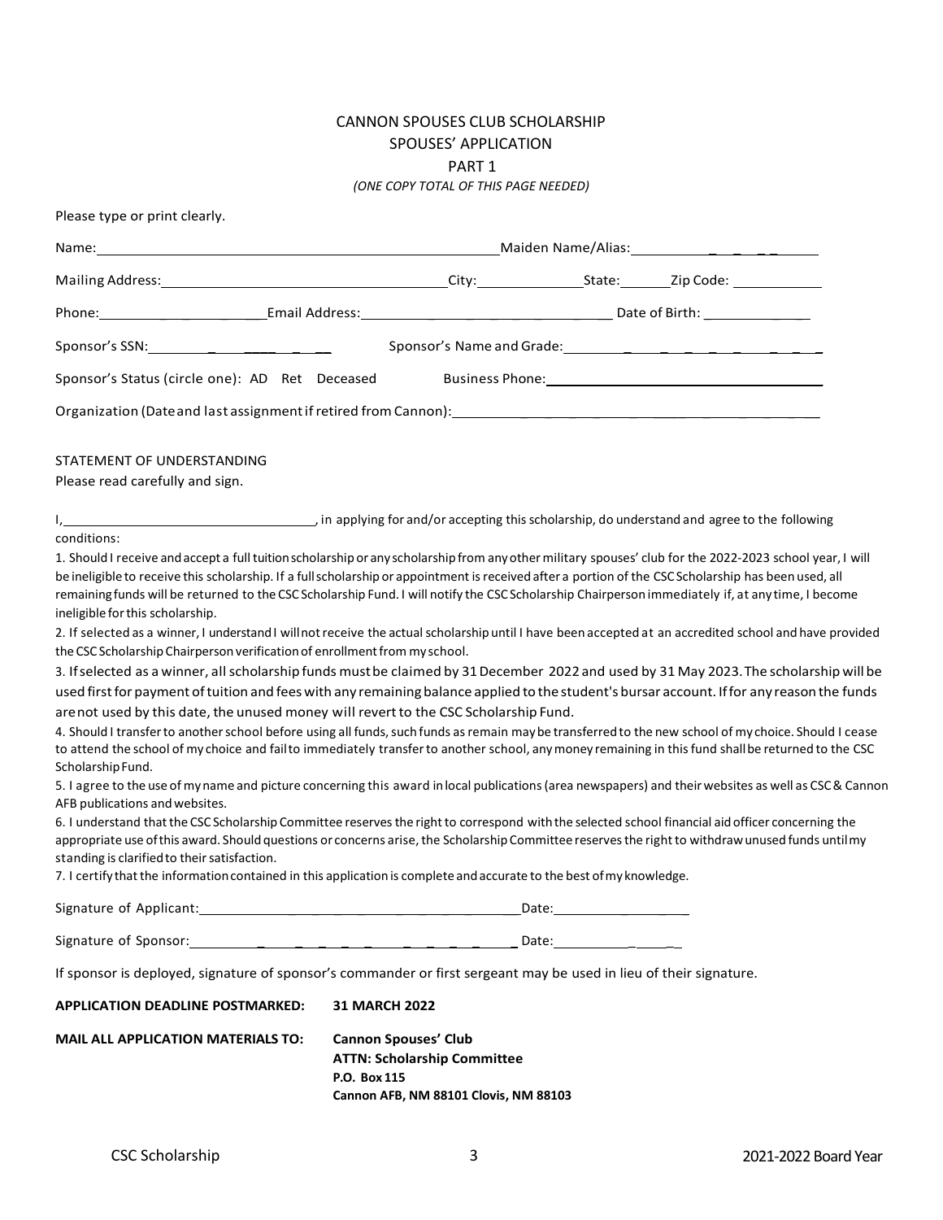# CANNON SPOUSES CLUB SCHOLARSHIP
## SPOUSES' APPLICATION
### PART 1

*(ONE COPY TOTAL OF THIS PAGE NEEDED)*

Please type or print clearly.

Name:________________________________________ Maiden Name/Alias:____________________

Mailing Address:____________________________ City:______________ State:_______ Zip Code:____________

Phone:______________________ Email Address:________________________________ Date of Birth:______________

Sponsor's SSN:______________________ Sponsor's Name and Grade:______________________________

Sponsor's Status (circle one): AD Ret Deceased Business Phone:____________________________________

Organization (Date and last assignment if retired from Cannon):________________________________________

STATEMENT OF UNDERSTANDING

Please read carefully and sign.

I,__________________________________, in applying for and/or accepting this scholarship, do understand and agree to the following conditions:

1. Should I receive and accept a full tuition scholarship or any scholarship from any other military spouses' club for the 2022-2023 school year, I will be ineligible to receive this scholarship. If a full scholarship or appointment is received after a portion of the CSC Scholarship has been used, all remaining funds will be returned to the CSC Scholarship Fund. I will notify the CSC Scholarship Chairperson immediately if, at any time, I become ineligible for this scholarship.
2. If selected as a winner, I understand I will not receive the actual scholarship until I have been accepted at an accredited school and have provided the CSC Scholarship Chairperson verification of enrollment from my school.
3. If selected as a winner, all scholarship funds must be claimed by 31 December 2022 and used by 31 May 2023. The scholarship will be used first for payment of tuition and fees with any remaining balance applied to the student's bursar account. If for any reason the funds are not used by this date, the unused money will revert to the CSC Scholarship Fund.
4. Should I transfer to another school before using all funds, such funds as remain may be transferred to the new school of my choice. Should I cease to attend the school of my choice and fail to immediately transfer to another school, any money remaining in this fund shall be returned to the CSC Scholarship Fund.
5. I agree to the use of my name and picture concerning this award in local publications (area newspapers) and their websites as well as CSC & Cannon AFB publications and websites.
6. I understand that the CSC Scholarship Committee reserves the right to correspond with the selected school financial aid officer concerning the appropriate use of this award. Should questions or concerns arise, the Scholarship Committee reserves the right to withdraw unused funds until my standing is clarified to their satisfaction.
7. I certify that the information contained in this application is complete and accurate to the best of my knowledge.

Signature of Applicant:________________________________________ Date:__________________

Signature of Sponsor:_________________________________________ Date:__________________

If sponsor is deployed, signature of sponsor's commander or first sergeant may be used in lieu of their signature.

**APPLICATION DEADLINE POSTMARKED:** **31 MARCH 2022**

**MAIL ALL APPLICATION MATERIALS TO:**
**Cannon Spouses' Club**
**ATTN: Scholarship Committee**
**P.O. Box 115**
**Cannon AFB, NM 88101 Clovis, NM 88103**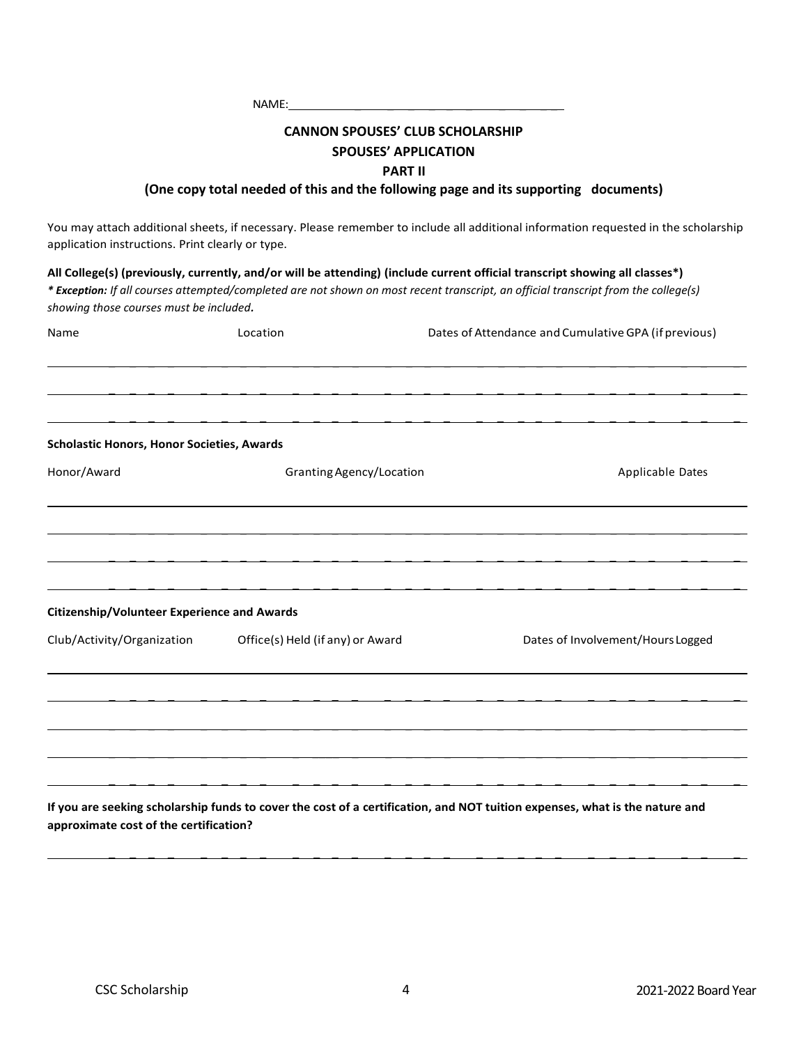NAME: \_\_\_\_\_\_\_\_\_\_\_\_\_\_\_\_\_\_\_\_\_\_\_\_\_\_\_\_\_\_\_\_\_\_\_\_\_\_\_\_

**CANNON SPOUSES' CLUB SCHOLARSHIP**

**SPOUSES' APPLICATION**

**PART II**

**(One copy total needed of this and the following page and its supporting documents)**

You may attach additional sheets, if necessary. Please remember to include all additional information requested in the scholarship application instructions. Print clearly or type.

**All College(s) (previously, currently, and/or will be attending) (include current official transcript showing all classes\*)**

***\* Exception:** If all courses attempted/completed are not shown on most recent transcript, an official transcript from the college(s) showing those courses must be included.*

| Name | Location | Dates of Attendance and Cumulative GPA (if previous) |
|---|---|---|
| | | |
| | | |
| | | |

**Scholastic Honors, Honor Societies, Awards**

| Honor/Award | Granting Agency/Location | Applicable Dates |
|---|---|---|
| | | |
| | | |
| | | |
| | | |

**Citizenship/Volunteer Experience and Awards**

| Club/Activity/Organization | Office(s) Held (if any) or Award | Dates of Involvement/Hours Logged |
|---|---|---|
| | | |
| | | |
| | | |
| | | |
| | | |

**If you are seeking scholarship funds to cover the cost of a certification, and NOT tuition expenses, what is the nature and approximate cost of the certification?**

\_\_\_\_\_\_\_\_\_\_\_\_\_\_\_\_\_\_\_\_\_\_\_\_\_\_\_\_\_\_\_\_\_\_\_\_\_\_\_\_\_\_\_\_\_\_\_\_\_\_\_\_\_\_\_\_\_\_\_\_\_\_\_\_\_\_\_\_\_\_\_\_\_\_\_\_\_\_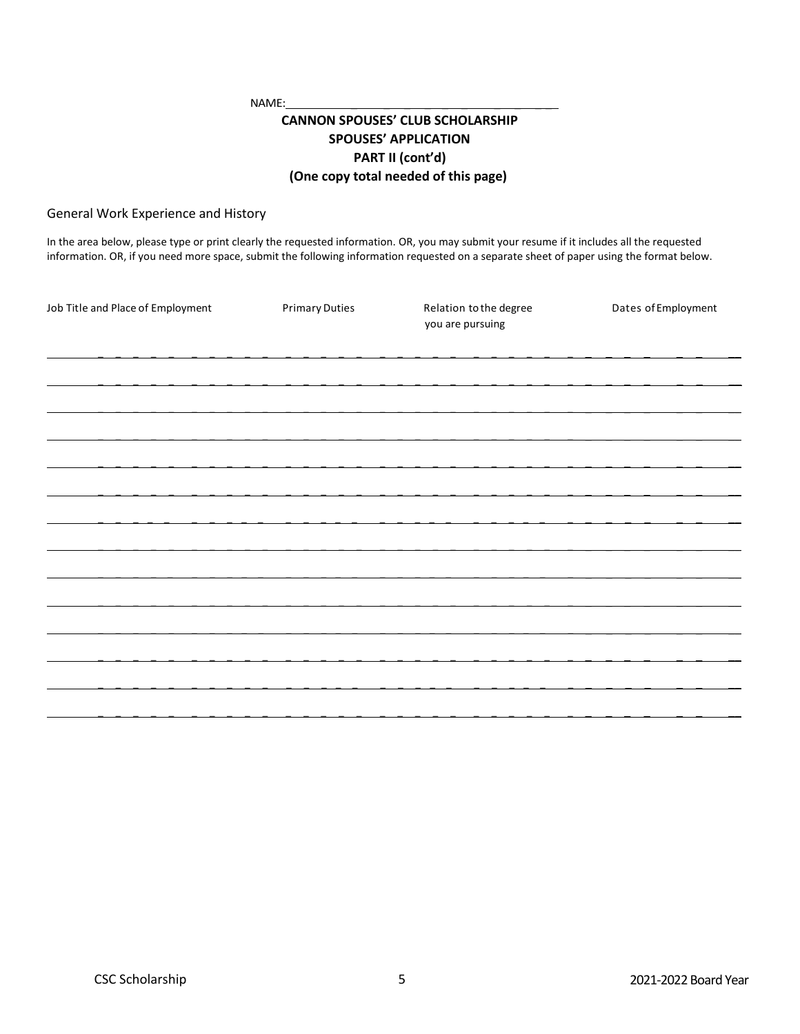NAME: \_\_\_\_\_\_\_\_\_\_\_\_\_\_\_\_\_\_\_\_\_\_\_\_\_\_\_\_\_\_\_\_\_\_\_\_\_\_\_\_

**CANNON SPOUSES' CLUB SCHOLARSHIP**

**SPOUSES' APPLICATION**

**PART II (cont'd)**

**(One copy total needed of this page)**

General Work Experience and History

In the area below, please type or print clearly the requested information. OR, you may submit your resume if it includes all the requested information. OR, if you need more space, submit the following information requested on a separate sheet of paper using the format below.

| Job Title and Place of Employment | Primary Duties | Relation to the degree you are pursuing | Dates of Employment |
| --- | --- | --- | --- |
| | | | |
| | | | |
| | | | |
| | | | |
| | | | |
| | | | |
| | | | |
| | | | |
| | | | |
| | | | |
| | | | |
| | | | |
| | | | |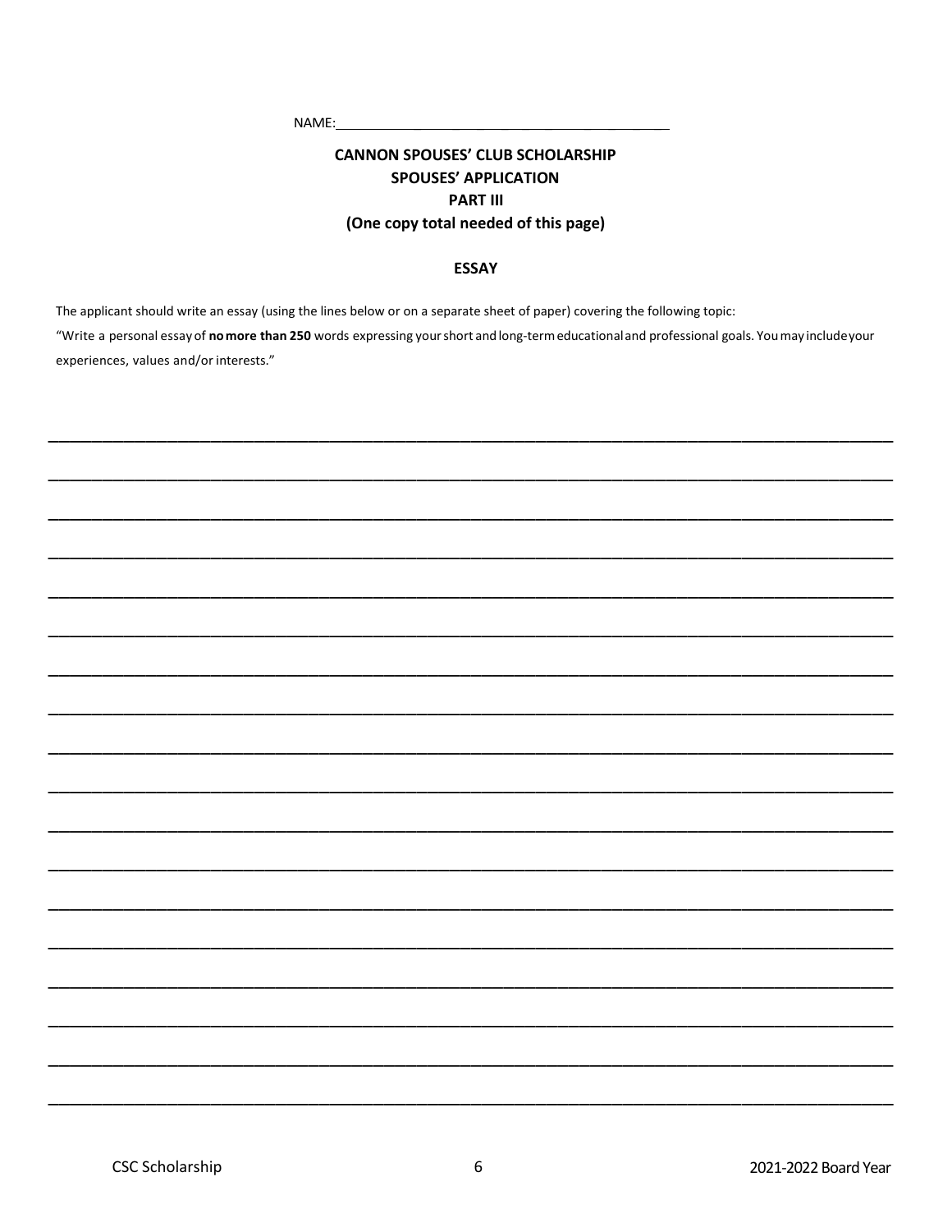NAME:\_\_\_\_\_\_\_\_\_\_\_\_\_\_\_\_\_\_\_\_\_\_\_\_\_\_\_\_\_\_\_\_\_\_\_\_\_\_\_\_

**CANNON SPOUSES' CLUB SCHOLARSHIP**
**SPOUSES' APPLICATION**
**PART III**
**(One copy total needed of this page)**

**ESSAY**

The applicant should write an essay (using the lines below or on a separate sheet of paper) covering the following topic:

"Write a personal essay of **no more than 250** words expressing your short and long-term educational and professional goals. You may include your experiences, values and/or interests."

\_\_\_\_\_\_\_\_\_\_\_\_\_\_\_\_\_\_\_\_\_\_\_\_\_\_\_\_\_\_\_\_\_\_\_\_\_\_\_\_\_\_\_\_\_\_\_\_\_\_\_\_\_\_\_\_\_\_\_\_\_\_\_\_\_\_\_\_\_\_\_\_\_\_\_\_\_\_

\_\_\_\_\_\_\_\_\_\_\_\_\_\_\_\_\_\_\_\_\_\_\_\_\_\_\_\_\_\_\_\_\_\_\_\_\_\_\_\_\_\_\_\_\_\_\_\_\_\_\_\_\_\_\_\_\_\_\_\_\_\_\_\_\_\_\_\_\_\_\_\_\_\_\_\_\_\_

\_\_\_\_\_\_\_\_\_\_\_\_\_\_\_\_\_\_\_\_\_\_\_\_\_\_\_\_\_\_\_\_\_\_\_\_\_\_\_\_\_\_\_\_\_\_\_\_\_\_\_\_\_\_\_\_\_\_\_\_\_\_\_\_\_\_\_\_\_\_\_\_\_\_\_\_\_\_

\_\_\_\_\_\_\_\_\_\_\_\_\_\_\_\_\_\_\_\_\_\_\_\_\_\_\_\_\_\_\_\_\_\_\_\_\_\_\_\_\_\_\_\_\_\_\_\_\_\_\_\_\_\_\_\_\_\_\_\_\_\_\_\_\_\_\_\_\_\_\_\_\_\_\_\_\_\_

\_\_\_\_\_\_\_\_\_\_\_\_\_\_\_\_\_\_\_\_\_\_\_\_\_\_\_\_\_\_\_\_\_\_\_\_\_\_\_\_\_\_\_\_\_\_\_\_\_\_\_\_\_\_\_\_\_\_\_\_\_\_\_\_\_\_\_\_\_\_\_\_\_\_\_\_\_\_

\_\_\_\_\_\_\_\_\_\_\_\_\_\_\_\_\_\_\_\_\_\_\_\_\_\_\_\_\_\_\_\_\_\_\_\_\_\_\_\_\_\_\_\_\_\_\_\_\_\_\_\_\_\_\_\_\_\_\_\_\_\_\_\_\_\_\_\_\_\_\_\_\_\_\_\_\_\_

\_\_\_\_\_\_\_\_\_\_\_\_\_\_\_\_\_\_\_\_\_\_\_\_\_\_\_\_\_\_\_\_\_\_\_\_\_\_\_\_\_\_\_\_\_\_\_\_\_\_\_\_\_\_\_\_\_\_\_\_\_\_\_\_\_\_\_\_\_\_\_\_\_\_\_\_\_\_

\_\_\_\_\_\_\_\_\_\_\_\_\_\_\_\_\_\_\_\_\_\_\_\_\_\_\_\_\_\_\_\_\_\_\_\_\_\_\_\_\_\_\_\_\_\_\_\_\_\_\_\_\_\_\_\_\_\_\_\_\_\_\_\_\_\_\_\_\_\_\_\_\_\_\_\_\_\_

\_\_\_\_\_\_\_\_\_\_\_\_\_\_\_\_\_\_\_\_\_\_\_\_\_\_\_\_\_\_\_\_\_\_\_\_\_\_\_\_\_\_\_\_\_\_\_\_\_\_\_\_\_\_\_\_\_\_\_\_\_\_\_\_\_\_\_\_\_\_\_\_\_\_\_\_\_\_

\_\_\_\_\_\_\_\_\_\_\_\_\_\_\_\_\_\_\_\_\_\_\_\_\_\_\_\_\_\_\_\_\_\_\_\_\_\_\_\_\_\_\_\_\_\_\_\_\_\_\_\_\_\_\_\_\_\_\_\_\_\_\_\_\_\_\_\_\_\_\_\_\_\_\_\_\_\_

\_\_\_\_\_\_\_\_\_\_\_\_\_\_\_\_\_\_\_\_\_\_\_\_\_\_\_\_\_\_\_\_\_\_\_\_\_\_\_\_\_\_\_\_\_\_\_\_\_\_\_\_\_\_\_\_\_\_\_\_\_\_\_\_\_\_\_\_\_\_\_\_\_\_\_\_\_\_

\_\_\_\_\_\_\_\_\_\_\_\_\_\_\_\_\_\_\_\_\_\_\_\_\_\_\_\_\_\_\_\_\_\_\_\_\_\_\_\_\_\_\_\_\_\_\_\_\_\_\_\_\_\_\_\_\_\_\_\_\_\_\_\_\_\_\_\_\_\_\_\_\_\_\_\_\_\_

\_\_\_\_\_\_\_\_\_\_\_\_\_\_\_\_\_\_\_\_\_\_\_\_\_\_\_\_\_\_\_\_\_\_\_\_\_\_\_\_\_\_\_\_\_\_\_\_\_\_\_\_\_\_\_\_\_\_\_\_\_\_\_\_\_\_\_\_\_\_\_\_\_\_\_\_\_\_

\_\_\_\_\_\_\_\_\_\_\_\_\_\_\_\_\_\_\_\_\_\_\_\_\_\_\_\_\_\_\_\_\_\_\_\_\_\_\_\_\_\_\_\_\_\_\_\_\_\_\_\_\_\_\_\_\_\_\_\_\_\_\_\_\_\_\_\_\_\_\_\_\_\_\_\_\_\_

\_\_\_\_\_\_\_\_\_\_\_\_\_\_\_\_\_\_\_\_\_\_\_\_\_\_\_\_\_\_\_\_\_\_\_\_\_\_\_\_\_\_\_\_\_\_\_\_\_\_\_\_\_\_\_\_\_\_\_\_\_\_\_\_\_\_\_\_\_\_\_\_\_\_\_\_\_\_

\_\_\_\_\_\_\_\_\_\_\_\_\_\_\_\_\_\_\_\_\_\_\_\_\_\_\_\_\_\_\_\_\_\_\_\_\_\_\_\_\_\_\_\_\_\_\_\_\_\_\_\_\_\_\_\_\_\_\_\_\_\_\_\_\_\_\_\_\_\_\_\_\_\_\_\_\_\_

\_\_\_\_\_\_\_\_\_\_\_\_\_\_\_\_\_\_\_\_\_\_\_\_\_\_\_\_\_\_\_\_\_\_\_\_\_\_\_\_\_\_\_\_\_\_\_\_\_\_\_\_\_\_\_\_\_\_\_\_\_\_\_\_\_\_\_\_\_\_\_\_\_\_\_\_\_\_

\_\_\_\_\_\_\_\_\_\_\_\_\_\_\_\_\_\_\_\_\_\_\_\_\_\_\_\_\_\_\_\_\_\_\_\_\_\_\_\_\_\_\_\_\_\_\_\_\_\_\_\_\_\_\_\_\_\_\_\_\_\_\_\_\_\_\_\_\_\_\_\_\_\_\_\_\_\_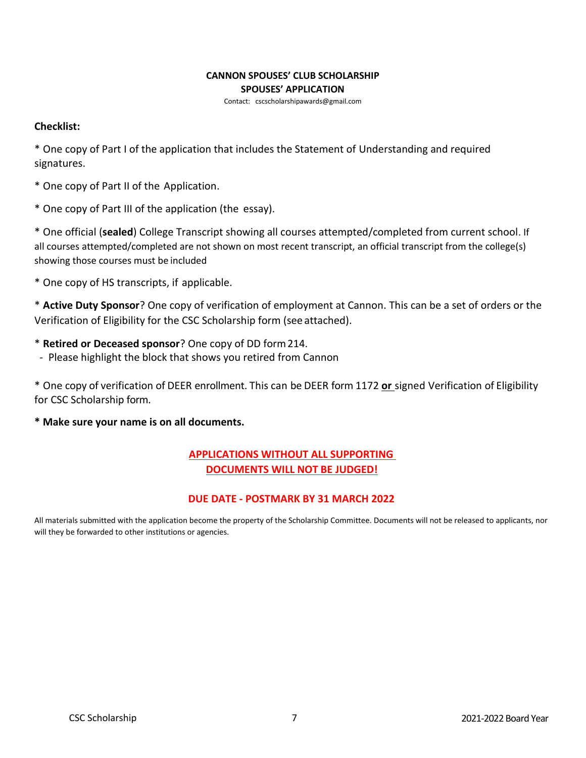**CANNON SPOUSES' CLUB SCHOLARSHIP**
**SPOUSES' APPLICATION**

Contact: cscscholarshipawards@gmail.com

**Checklist:**

* One copy of Part I of the application that includes the Statement of Understanding and required signatures.

* One copy of Part II of the Application.

* One copy of Part III of the application (the essay).

* One official (**sealed**) College Transcript showing all courses attempted/completed from current school. If all courses attempted/completed are not shown on most recent transcript, an official transcript from the college(s) showing those courses must be included

* One copy of HS transcripts, if applicable.

* **Active Duty Sponsor**? One copy of verification of employment at Cannon. This can be a set of orders or the Verification of Eligibility for the CSC Scholarship form (see attached).

* **Retired or Deceased sponsor**? One copy of DD form 214.
 - Please highlight the block that shows you retired from Cannon

* One copy of verification of DEER enrollment. This can be DEER form 1172 **or** signed Verification of Eligibility for CSC Scholarship form.

**\* Make sure your name is on all documents.**

**APPLICATIONS WITHOUT ALL SUPPORTING DOCUMENTS WILL NOT BE JUDGED!**

**DUE DATE - POSTMARK BY 31 MARCH 2022**

All materials submitted with the application become the property of the Scholarship Committee. Documents will not be released to applicants, nor will they be forwarded to other institutions or agencies.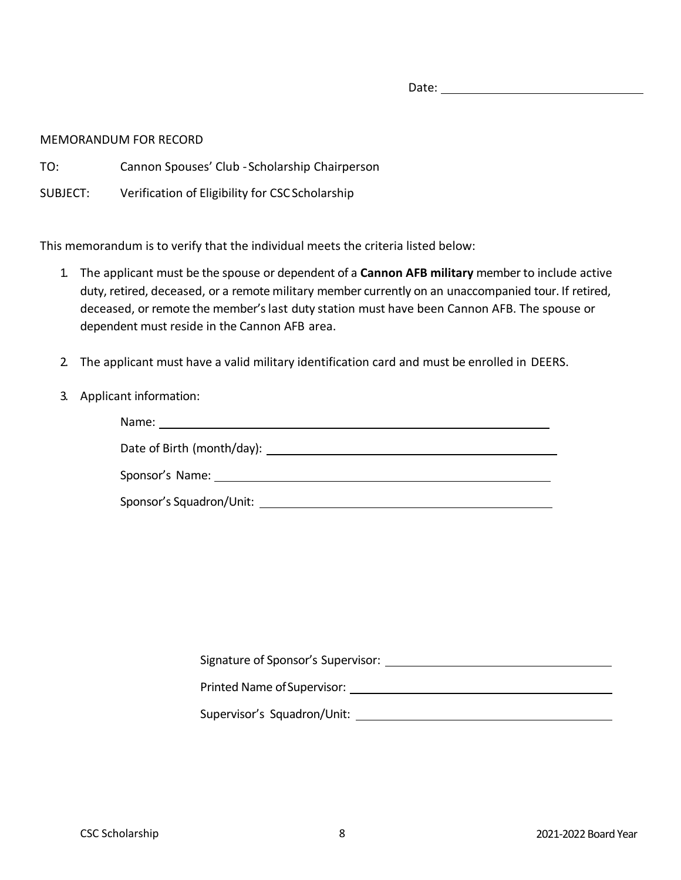Date: \_\_\_\_\_\_\_\_\_\_\_\_\_\_\_\_\_\_\_\_\_\_\_\_\_\_\_\_\_\_

MEMORANDUM FOR RECORD

TO: Cannon Spouses' Club - Scholarship Chairperson

SUBJECT: Verification of Eligibility for CSC Scholarship

This memorandum is to verify that the individual meets the criteria listed below:

1. The applicant must be the spouse or dependent of a **Cannon AFB military** member to include active duty, retired, deceased, or a remote military member currently on an unaccompanied tour. If retired, deceased, or remote the member's last duty station must have been Cannon AFB. The spouse or dependent must reside in the Cannon AFB area.

2. The applicant must have a valid military identification card and must be enrolled in DEERS.

3. Applicant information:

   Name: \_\_\_\_\_\_\_\_\_\_\_\_\_\_\_\_\_\_\_\_\_\_\_\_\_\_\_\_\_\_\_\_\_\_\_\_\_\_\_\_\_\_\_\_\_\_\_\_

   Date of Birth (month/day): \_\_\_\_\_\_\_\_\_\_\_\_\_\_\_\_\_\_\_\_\_\_\_\_\_\_\_\_\_\_\_\_\_\_\_

   Sponsor's Name: \_\_\_\_\_\_\_\_\_\_\_\_\_\_\_\_\_\_\_\_\_\_\_\_\_\_\_\_\_\_\_\_\_\_\_\_\_\_\_\_\_

   Sponsor's Squadron/Unit: \_\_\_\_\_\_\_\_\_\_\_\_\_\_\_\_\_\_\_\_\_\_\_\_\_\_\_\_\_\_\_\_\_\_\_

Signature of Sponsor's Supervisor: \_\_\_\_\_\_\_\_\_\_\_\_\_\_\_\_\_\_\_\_\_\_\_\_\_\_\_\_\_\_

Printed Name of Supervisor: \_\_\_\_\_\_\_\_\_\_\_\_\_\_\_\_\_\_\_\_\_\_\_\_\_\_\_\_\_\_\_\_\_\_

Supervisor's Squadron/Unit: \_\_\_\_\_\_\_\_\_\_\_\_\_\_\_\_\_\_\_\_\_\_\_\_\_\_\_\_\_\_\_\_\_\_